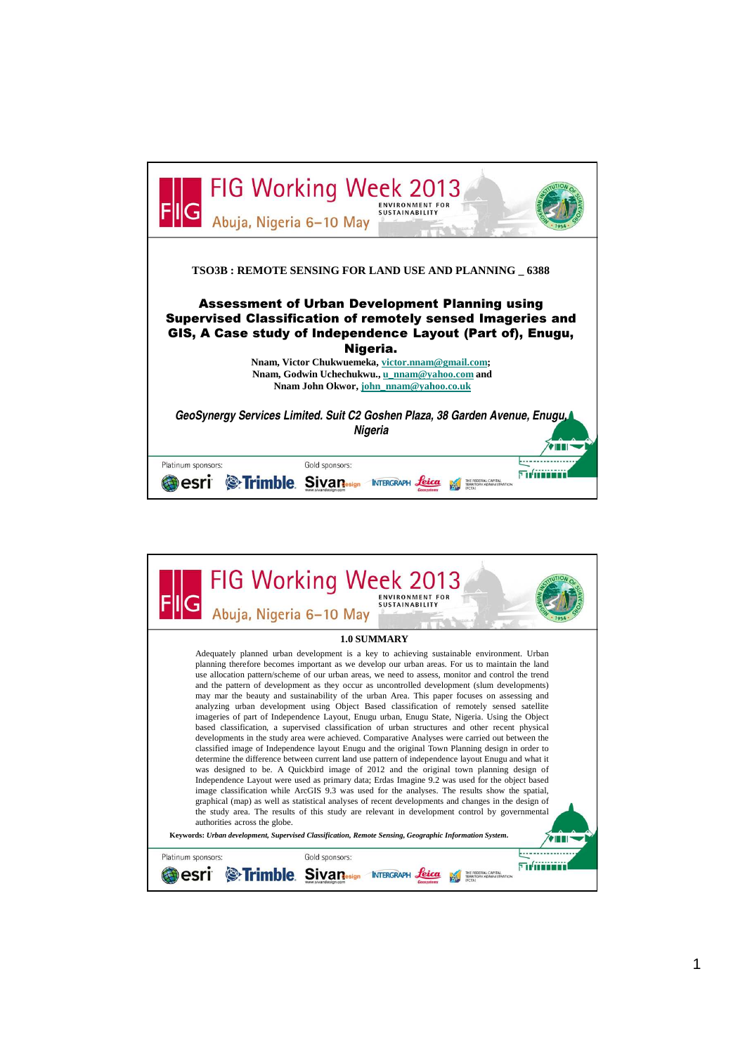TSO3B : REMOTE SENSING FOR LAND USE AND PLANNING _ 6388

# Assessment of Urban Development Planning using Supervised Classification of remotely sensed Imageries and GIS, A Case study of Independence Layout (Part of), Enugu, Nigeria.

Nnam, Victor Chukwuemeka, victor.nnam@gmail.com;
Nnam, Godwin Uchechukwu., u_nnam@yahoo.com and
Nnam John Okwor, john_nnam@yahoo.co.uk

*GeoSynergy Services Limited. Suit C2 Goshen Plaza, 38 Garden Avenue, Enugu, Nigeria*

## 1.0 SUMMARY

Adequately planned urban development is a key to achieving sustainable environment. Urban planning therefore becomes important as we develop our urban areas. For us to maintain the land use allocation pattern/scheme of our urban areas, we need to assess, monitor and control the trend and the pattern of development as they occur as uncontrolled development (slum developments) may mar the beauty and sustainability of the urban Area. This paper focuses on assessing and analyzing urban development using Object Based classification of remotely sensed satellite imageries of part of Independence Layout, Enugu urban, Enugu State, Nigeria. Using the Object based classification, a supervised classification of urban structures and other recent physical developments in the study area were achieved. Comparative Analyses were carried out between the classified image of Independence layout Enugu and the original Town Planning design in order to determine the difference between current land use pattern of independence layout Enugu and what it was designed to be. A Quickbird image of 2012 and the original town planning design of Independence Layout were used as primary data; Erdas Imagine 9.2 was used for the object based image classification while ArcGIS 9.3 was used for the analyses. The results show the spatial, graphical (map) as well as statistical analyses of recent developments and changes in the design of the study area. The results of this study are relevant in development control by governmental authorities across the globe.

**Keywords:** ***Urban development, Supervised Classification, Remote Sensing, Geographic Information System.***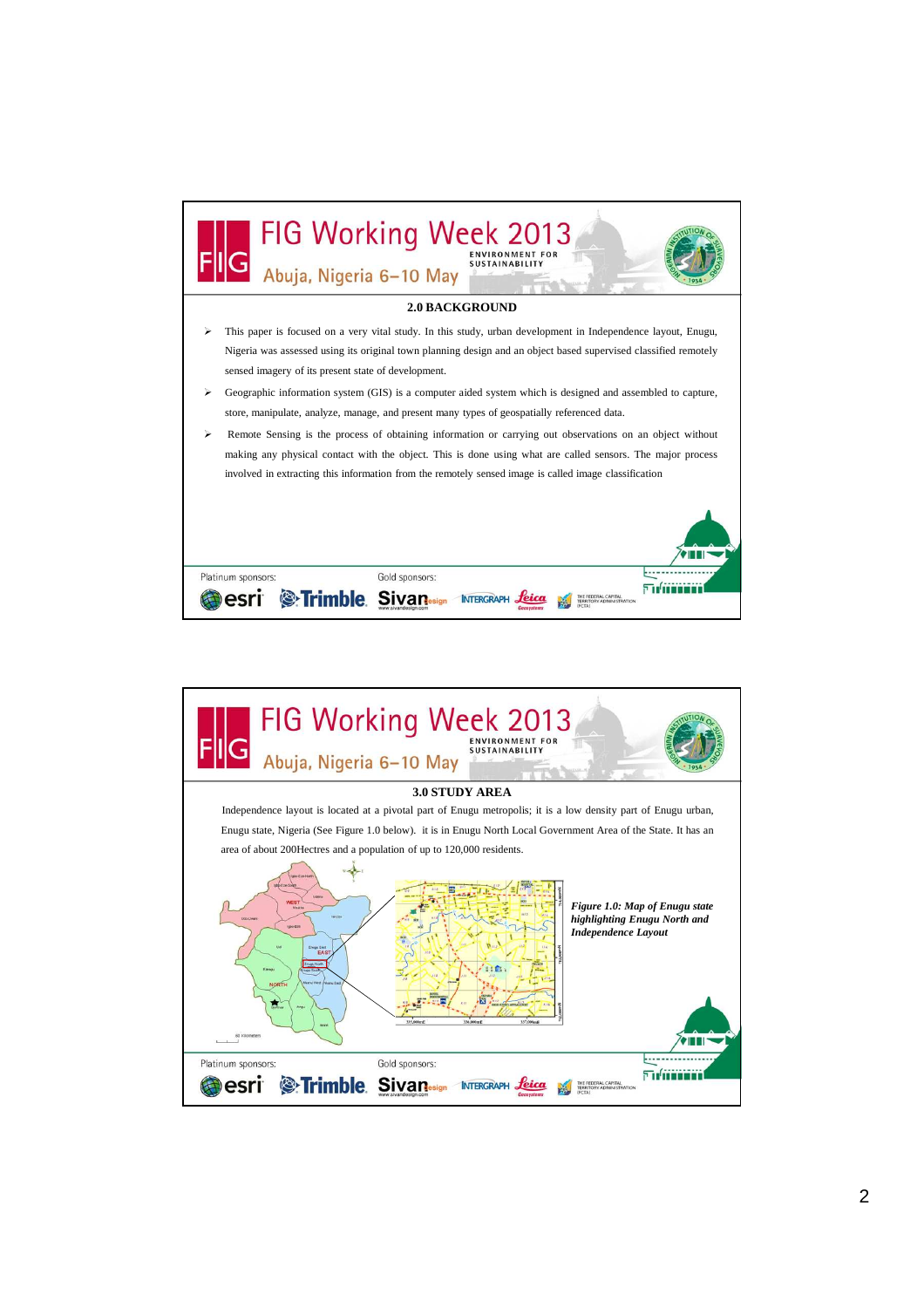## 2.0 BACKGROUND

- This paper is focused on a very vital study. In this study, urban development in Independence layout, Enugu, Nigeria was assessed using its original town planning design and an object based supervised classified remotely sensed imagery of its present state of development.
- Geographic information system (GIS) is a computer aided system which is designed and assembled to capture, store, manipulate, analyze, manage, and present many types of geospatially referenced data.
- Remote Sensing is the process of obtaining information or carrying out observations on an object without making any physical contact with the object. This is done using what are called sensors. The major process involved in extracting this information from the remotely sensed image is called image classification

## 3.0 STUDY AREA

Independence layout is located at a pivotal part of Enugu metropolis; it is a low density part of Enugu urban, Enugu state, Nigeria (See Figure 1.0 below). it is in Enugu North Local Government Area of the State. It has an area of about 200Hectres and a population of up to 120,000 residents.

*Figure 1.0: Map of Enugu state highlighting Enugu North and Independence Layout*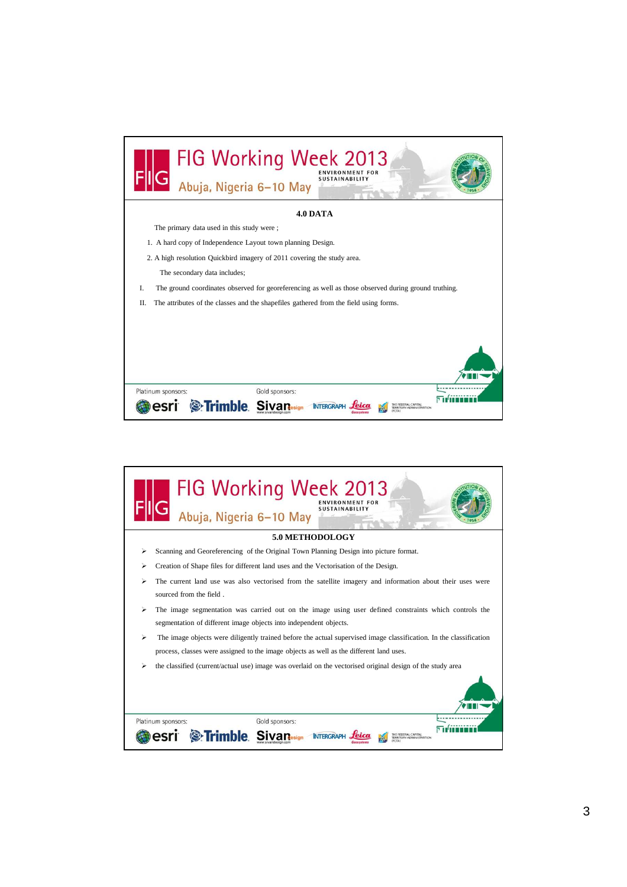## 4.0 DATA

The primary data used in this study were ;

1. A hard copy of Independence Layout town planning Design.
2. A high resolution Quickbird imagery of 2011 covering the study area.

The secondary data includes;

I. The ground coordinates observed for georeferencing as well as those observed during ground truthing.

II. The attributes of the classes and the shapefiles gathered from the field using forms.

## 5.0 METHODOLOGY

- Scanning and Georeferencing of the Original Town Planning Design into picture format.
- Creation of Shape files for different land uses and the Vectorisation of the Design.
- The current land use was also vectorised from the satellite imagery and information about their uses were sourced from the field .
- The image segmentation was carried out on the image using user defined constraints which controls the segmentation of different image objects into independent objects.
- The image objects were diligently trained before the actual supervised image classification. In the classification process, classes were assigned to the image objects as well as the different land uses.
- the classified (current/actual use) image was overlaid on the vectorised original design of the study area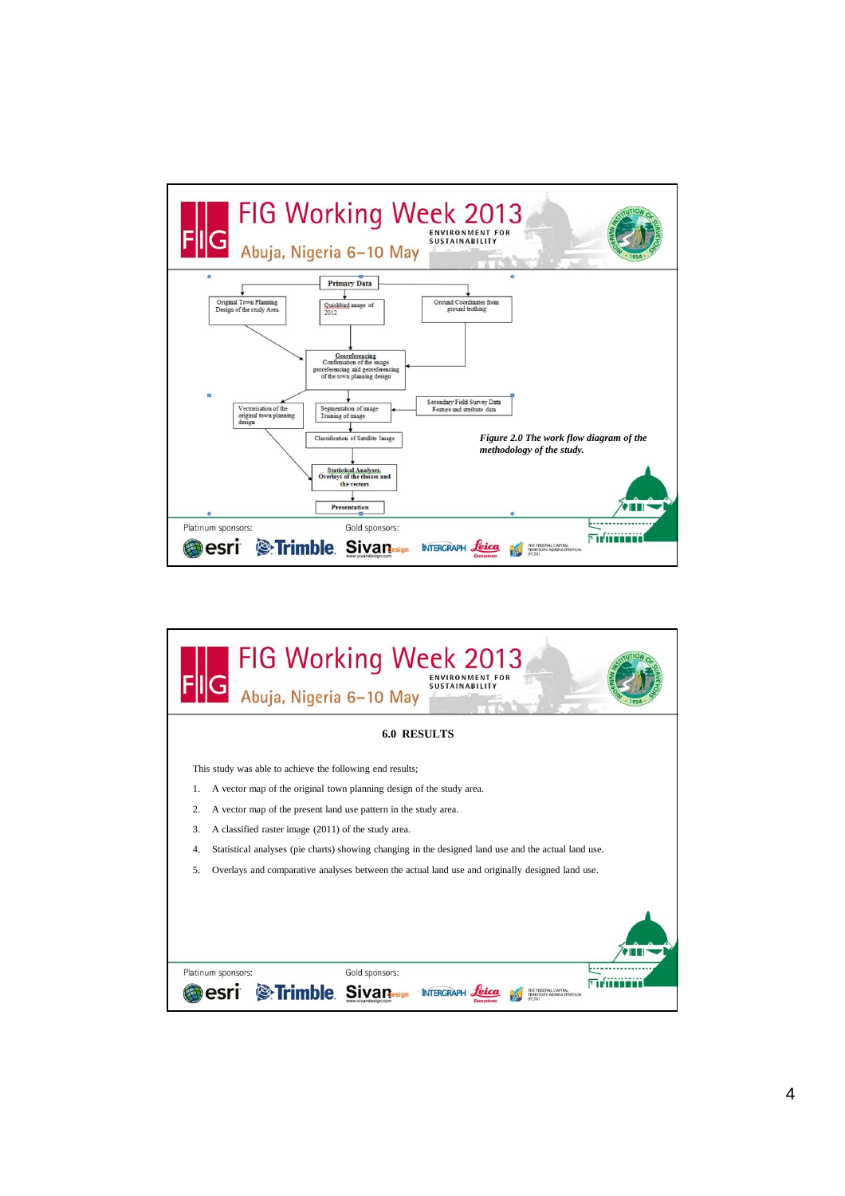**Primary Data**

- Original Town Planning Design of the study Area
- Quickbird image of 2012
- Ground Coordinates from ground truthing

**Georeferencing**
Confirmation of the image georeferencing and georeferencing of the town planning design

- Vectorisation of the original town planning design
- Segmentation of image Training of image
- Secondary Field Survey Data Feature and attribute data

Classification of Satellite Image

**Statistical Analyses, Overlays of the classes and the vectors**

**Presentation**

*Figure 2.0 The work flow diagram of the methodology of the study.*

## 6.0 RESULTS

This study was able to achieve the following end results;

1. A vector map of the original town planning design of the study area.
2. A vector map of the present land use pattern in the study area.
3. A classified raster image (2011) of the study area.
4. Statistical analyses (pie charts) showing changing in the designed land use and the actual land use.
5. Overlays and comparative analyses between the actual land use and originally designed land use.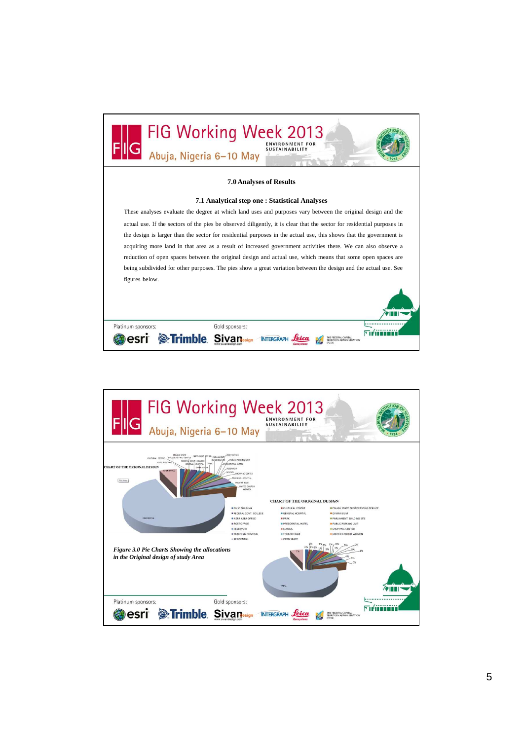### 7.0 Analyses of Results

#### 7.1 Analytical step one : Statistical Analyses

These analyses evaluate the degree at which land uses and purposes vary between the original design and the actual use. If the sectors of the pies be observed diligently, it is clear that the sector for residential purposes in the design is larger than the sector for residential purposes in the actual use, this shows that the government is acquiring more land in that area as a result of increased government activities there. We can also observe a reduction of open spaces between the original design and actual use, which means that some open spaces are being subdivided for other purposes. The pies show a great variation between the design and the actual use. See figures below.

*Figure 3.0 Pie Charts Showing the allocations in the Original design of study Area*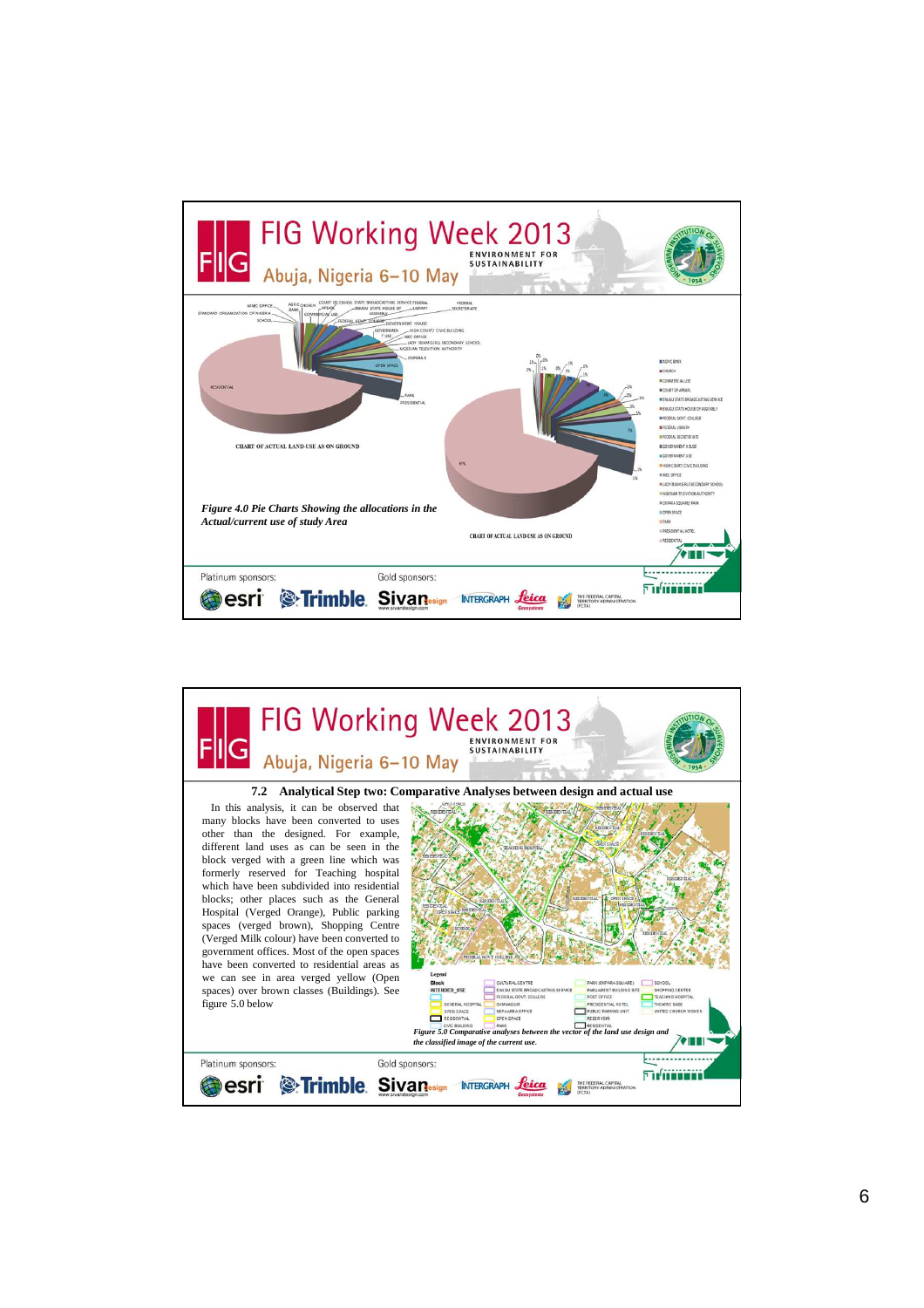FIG Working Week 2013

Abuja, Nigeria 6–10 May

ENVIRONMENT FOR SUSTAINABILITY

CHART OF ACTUAL LAND-USE AS ON GROUND

CHART OF ACTUAL LAND-USE AS ON GROUND

*Figure 4.0 Pie Charts Showing the allocations in the Actual/current use of study Area*

Platinum sponsors: Gold sponsors:

---

FIG Working Week 2013

Abuja, Nigeria 6–10 May

ENVIRONMENT FOR SUSTAINABILITY

### 7.2 Analytical Step two: Comparative Analyses between design and actual use

In this analysis, it can be observed that many blocks have been converted to uses other than the designed. For example, different land uses as can be seen in the block verged with a green line which was formerly reserved for Teaching hospital which have been subdivided into residential blocks; other places such as the General Hospital (Verged Orange), Public parking spaces (verged brown), Shopping Centre (Verged Milk colour) have been converted to government offices. Most of the open spaces have been converted to residential areas as we can see in area verged yellow (Open spaces) over brown classes (Buildings). See figure 5.0 below

*Figure 5.0 Comparative analyses between the vector of the land use design and the classified image of the current use.*

Platinum sponsors: Gold sponsors: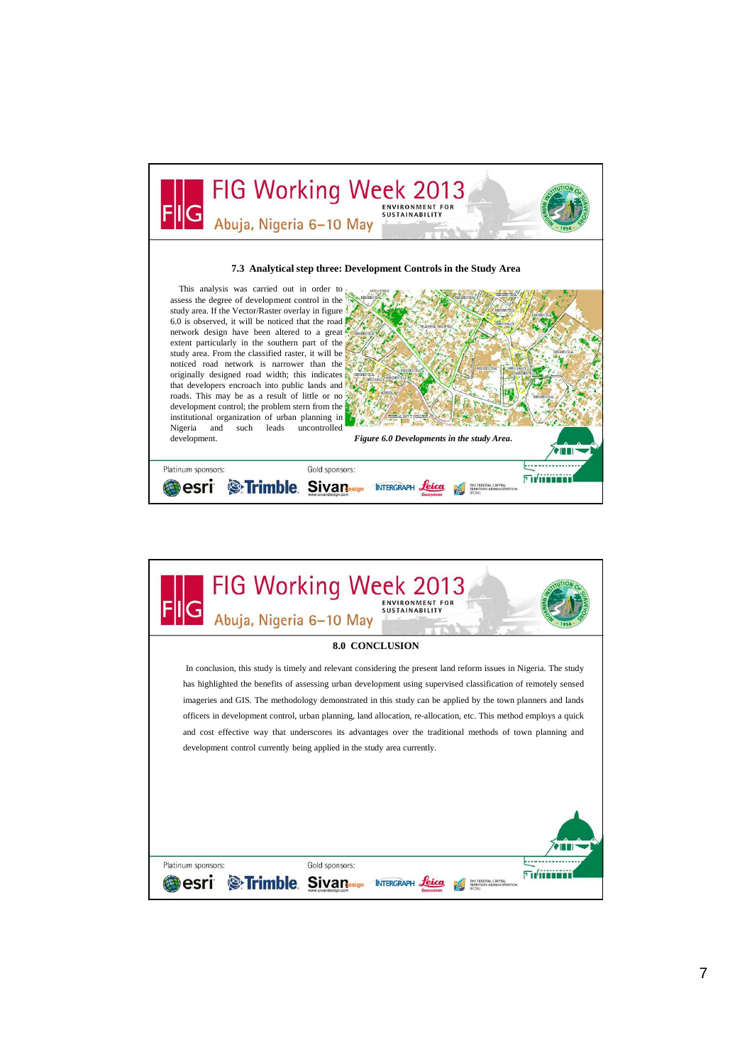### 7.3 Analytical step three: Development Controls in the Study Area

This analysis was carried out in order to assess the degree of development control in the study area. If the Vector/Raster overlay in figure 6.0 is observed, it will be noticed that the road network design have been altered to a great extent particularly in the southern part of the study area. From the classified raster, it will be noticed road network is narrower than the originally designed road width; this indicates that developers encroach into public lands and roads. This may be as a result of little or no development control; the problem stern from the institutional organization of urban planning in Nigeria and such leads uncontrolled development.

*Figure 6.0 Developments in the study Area.*

### 8.0 CONCLUSION

In conclusion, this study is timely and relevant considering the present land reform issues in Nigeria. The study has highlighted the benefits of assessing urban development using supervised classification of remotely sensed imageries and GIS. The methodology demonstrated in this study can be applied by the town planners and lands officers in development control, urban planning, land allocation, re-allocation, etc. This method employs a quick and cost effective way that underscores its advantages over the traditional methods of town planning and development control currently being applied in the study area currently.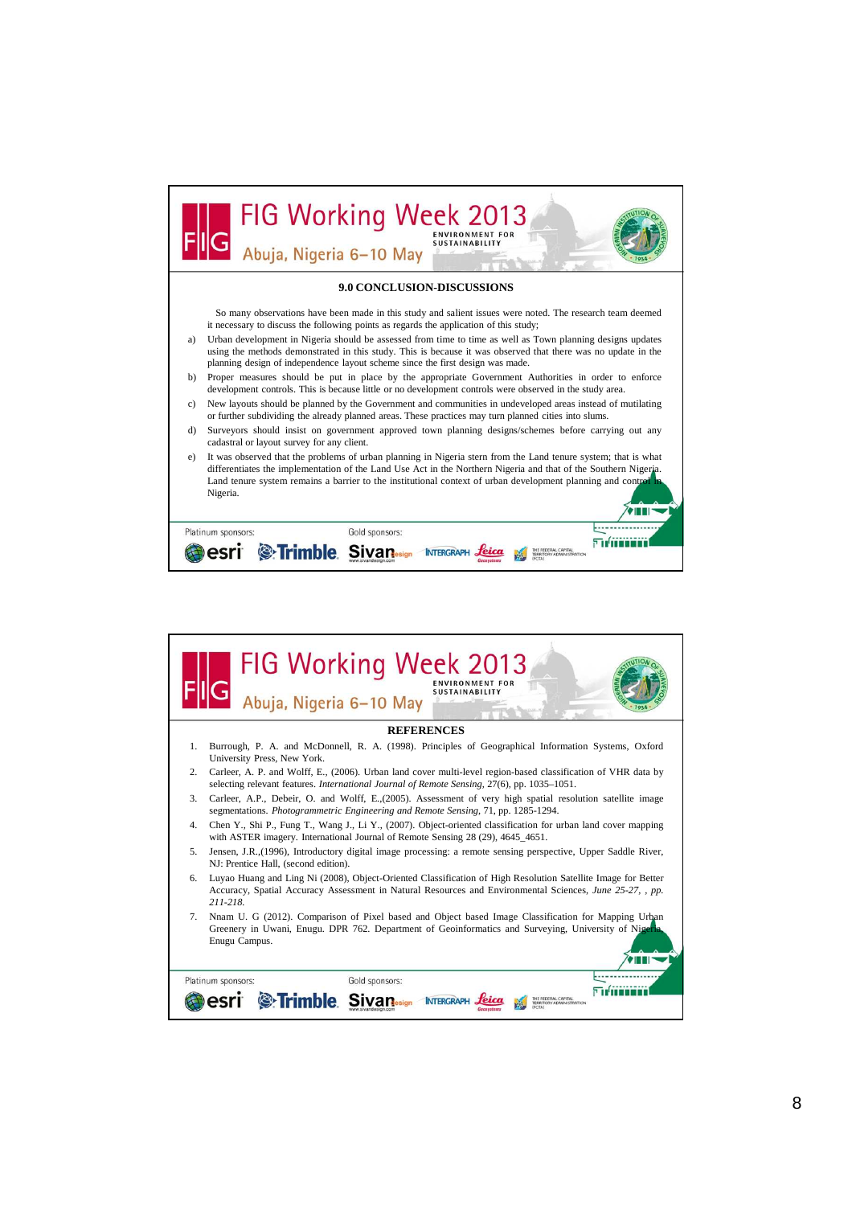## 9.0 CONCLUSION-DISCUSSIONS

So many observations have been made in this study and salient issues were noted. The research team deemed it necessary to discuss the following points as regards the application of this study;

a) Urban development in Nigeria should be assessed from time to time as well as Town planning designs updates using the methods demonstrated in this study. This is because it was observed that there was no update in the planning design of independence layout scheme since the first design was made.

b) Proper measures should be put in place by the appropriate Government Authorities in order to enforce development controls. This is because little or no development controls were observed in the study area.

c) New layouts should be planned by the Government and communities in undeveloped areas instead of mutilating or further subdividing the already planned areas. These practices may turn planned cities into slums.

d) Surveyors should insist on government approved town planning designs/schemes before carrying out any cadastral or layout survey for any client.

e) It was observed that the problems of urban planning in Nigeria stern from the Land tenure system; that is what differentiates the implementation of the Land Use Act in the Northern Nigeria and that of the Southern Nigeria. Land tenure system remains a barrier to the institutional context of urban development planning and control in Nigeria.

## REFERENCES

1. Burrough, P. A. and McDonnell, R. A. (1998). Principles of Geographical Information Systems, Oxford University Press, New York.
2. Carleer, A. P. and Wolff, E., (2006). Urban land cover multi-level region-based classification of VHR data by selecting relevant features. *International Journal of Remote Sensing*, 27(6), pp. 1035–1051.
3. Carleer, A.P., Debeir, O. and Wolff, E.,(2005). Assessment of very high spatial resolution satellite image segmentations. *Photogrammetric Engineering and Remote Sensing*, 71, pp. 1285-1294.
4. Chen Y., Shi P., Fung T., Wang J., Li Y., (2007). Object-oriented classification for urban land cover mapping with ASTER imagery. International Journal of Remote Sensing 28 (29), 4645_4651.
5. Jensen, J.R.,(1996), Introductory digital image processing: a remote sensing perspective, Upper Saddle River, NJ: Prentice Hall, (second edition).
6. Luyao Huang and Ling Ni (2008), Object-Oriented Classification of High Resolution Satellite Image for Better Accuracy, Spatial Accuracy Assessment in Natural Resources and Environmental Sciences, *June 25-27, , pp. 211-218.*
7. Nnam U. G (2012). Comparison of Pixel based and Object based Image Classification for Mapping Urban Greenery in Uwani, Enugu. DPR 762. Department of Geoinformatics and Surveying, University of Nigeria, Enugu Campus.